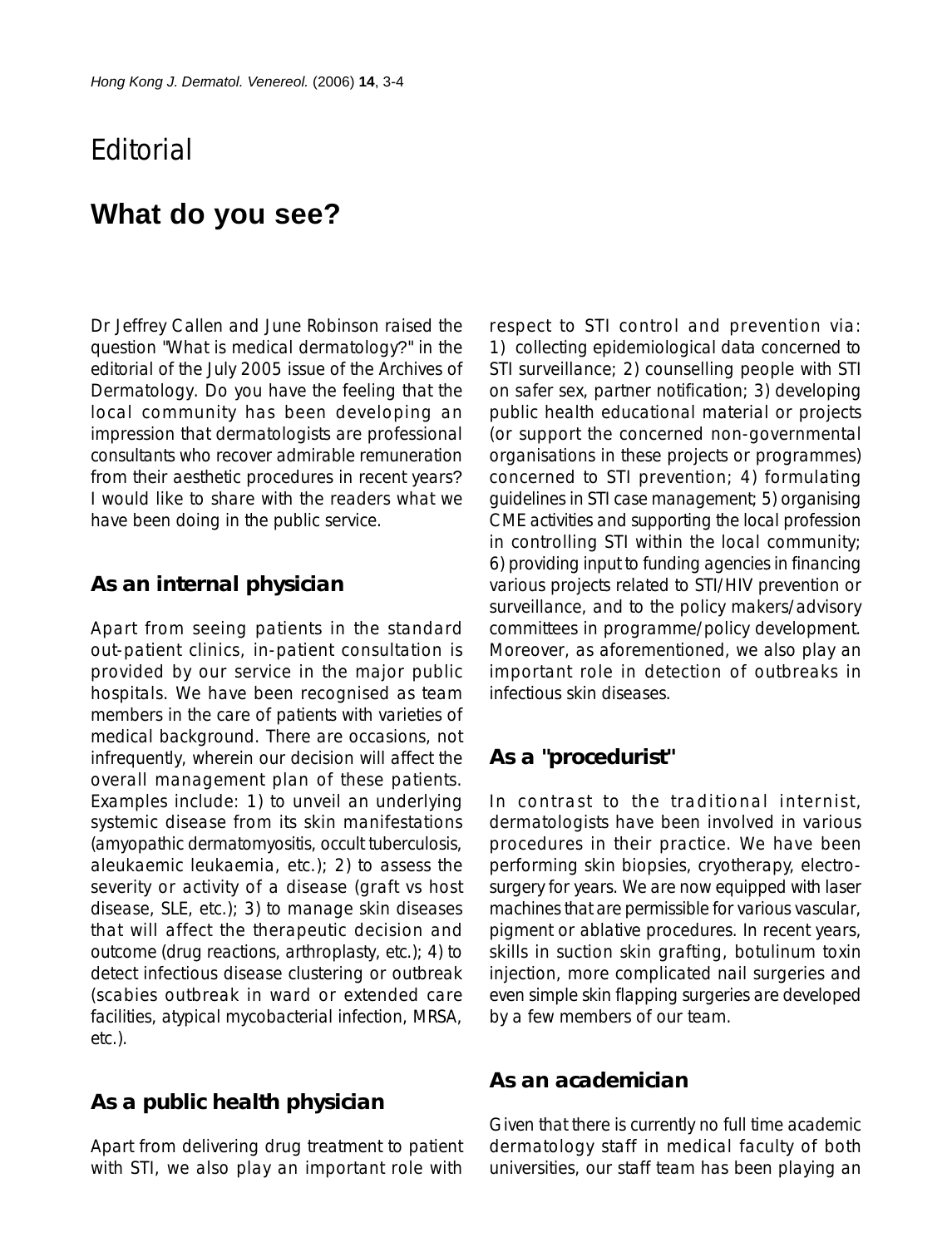# Editorial

## What do you see?

Dr Jeffrey Callen and June Robinson raised the question "What is medical dermatology?" in the editorial of the July 2005 issue of the Archives of Dermatology. Do you have the feeling that the local community has been developing an impression that dermatologists are professional consultants who recover admirable remuneration from their aesthetic procedures in recent years? I would like to share with the readers what we have been doing in the public service.

### As an internal physician

Apart from seeing patients in the standard out-patient clinics, in-patient consultation is provided by our service in the major public hospitals. We have been recognised as team members in the care of patients with varieties of medical background. There are occasions, not infrequently, wherein our decision will affect the overall management plan of these patients. Examples include: 1) to unveil an underlying systemic disease from its skin manifestations (amyopathic dermatomyositis, occult tuberculosis, aleukaemic leukaemia, etc.); 2) to assess the severity or activity of a disease (graft vs host disease, SLE, etc.); 3) to manage skin diseases that will affect the therapeutic decision and outcome (drug reactions, arthroplasty, etc.); 4) to detect infectious disease clustering or outbreak (scabies outbreak in ward or extended care facilities, atypical mycobacterial infection, MRSA, etc.).

### As a public health physician

Apart from delivering drug treatment to patient with STI, we also play an important role with respect to STI control and prevention via: 1) collecting epidemiological data concerned to STI surveillance; 2) counselling people with STI on safer sex, partner notification; 3) developing public health educational material or projects (or support the concerned non-governmental organisations in these projects or programmes) concerned to STI prevention; 4) formulating guidelines in STI case management; 5) organising CME activities and supporting the local profession in controlling STI within the local community; 6) providing input to funding agencies in financing various projects related to STI/HIV prevention or surveillance, and to the policy makers/advisory committees in programme/policy development. Moreover, as aforementioned, we also play an important role in detection of outbreaks in infectious skin diseases.

### As a "procedurist"

In contrast to the traditional internist, dermatologists have been involved in various procedures in their practice. We have been performing skin biopsies, cryotherapy, electro-surgery for years. We are now equipped with laser machines that are permissible for various vascular, pigment or ablative procedures. In recent years, skills in suction skin grafting, botulinum toxin injection, more complicated nail surgeries and even simple skin flapping surgeries are developed by a few members of our team.

### As an academician

Given that there is currently no full time academic dermatology staff in medical faculty of both universities, our staff team has been playing an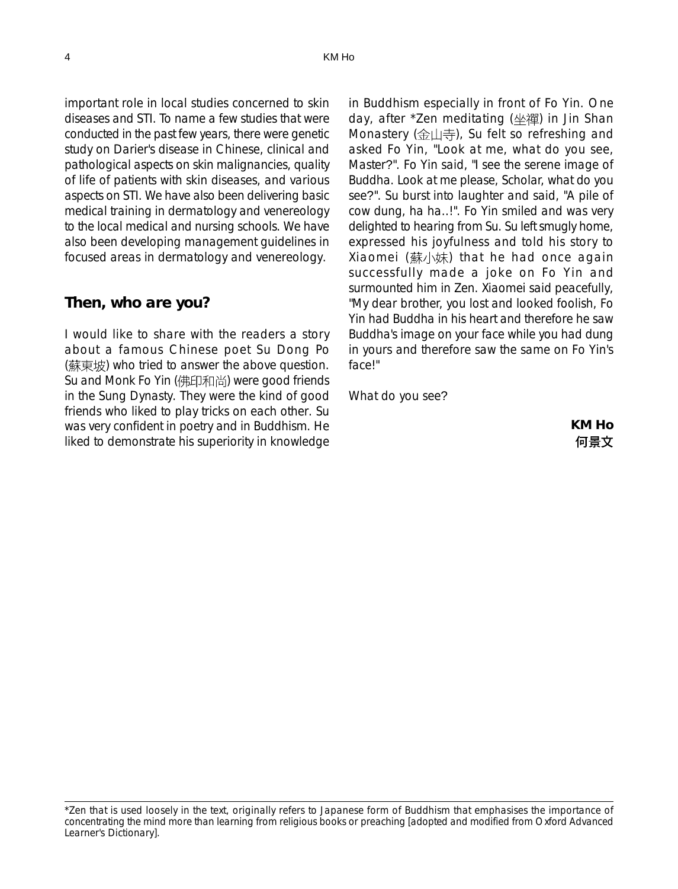important role in local studies concerned to skin diseases and STI. To name a few studies that were conducted in the past few years, there were genetic study on Darier's disease in Chinese, clinical and pathological aspects on skin malignancies, quality of life of patients with skin diseases, and various aspects on STI. We have also been delivering basic medical training in dermatology and venereology to the local medical and nursing schools. We have also been developing management guidelines in focused areas in dermatology and venereology.

## Then, who are you?

I would like to share with the readers a story about a famous Chinese poet Su Dong Po (蘇東坡) who tried to answer the above question. Su and Monk Fo Yin (佛印和尚) were good friends in the Sung Dynasty. They were the kind of good friends who liked to play tricks on each other. Su was very confident in poetry and in Buddhism. He liked to demonstrate his superiority in knowledge in Buddhism especially in front of Fo Yin. One day, after *Zen meditating (坐禪) in Jin Shan Monastery (金山寺), Su felt so refreshing and asked Fo Yin, "Look at me, what do you see, Master?". Fo Yin said, "I see the serene image of Buddha. Look at me please, Scholar, what do you see?". Su burst into laughter and said, "A pile of cow dung, ha ha..!". Fo Yin smiled and was very delighted to hearing from Su. Su left smugly home, expressed his joyfulness and told his story to Xiaomei (蘇小妹) that he had once again successfully made a joke on Fo Yin and surmounted him in Zen. Xiaomei said peacefully, "My dear brother, you lost and looked foolish, Fo Yin had Buddha in his heart and therefore he saw Buddha's image on your face while you had dung in yours and therefore saw the same on Fo Yin's face!"

What do you see?

**KM Ho**
**何景文**

*Zen that is used loosely in the text, originally refers to Japanese form of Buddhism that emphasises the importance of concentrating the mind more than learning from religious books or preaching [adopted and modified from Oxford Advanced Learner's Dictionary].